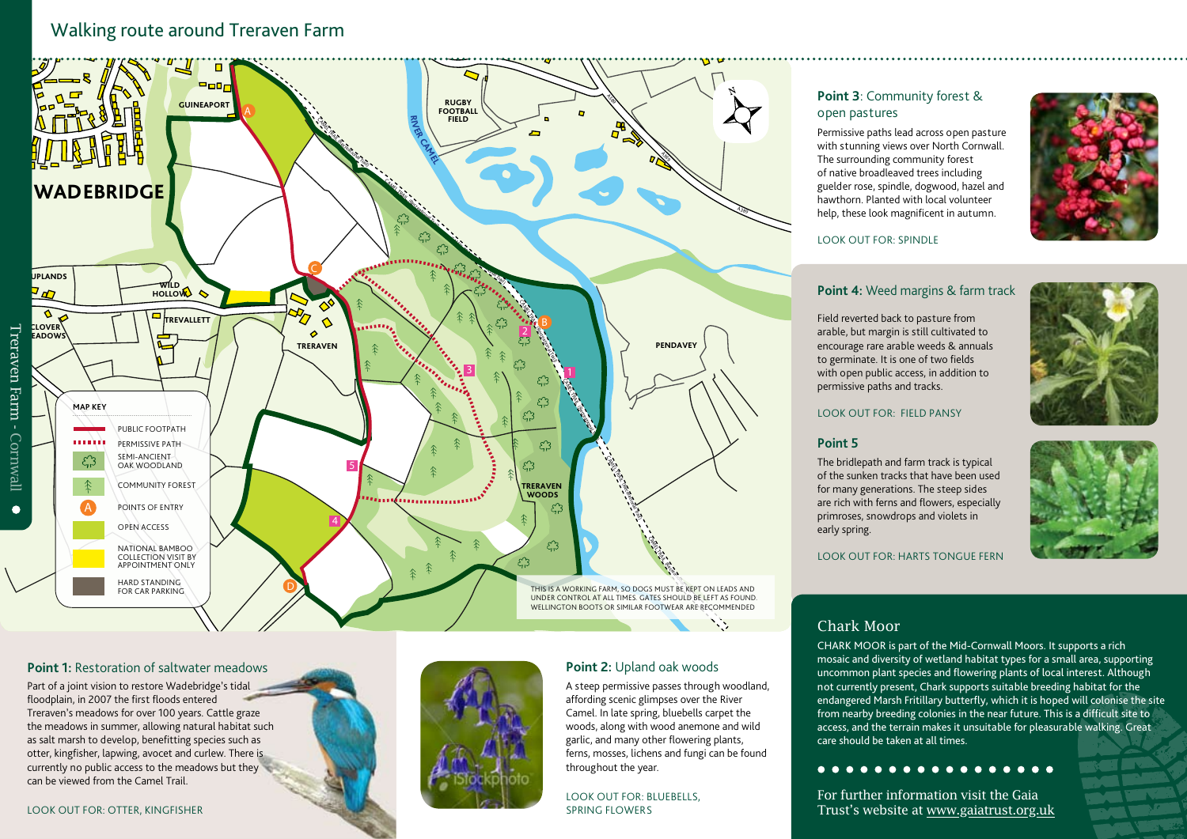# Walking route around Treraven Farm

MAP KEY

- PUBLIC FOOTPATH
- PERMISSIVE PATH
- SEMI-ANCIENT OAK WOODLAND
- COMMUNITY FOREST
- POINTS OF ENTRY
- OPEN ACCESS
- NATIONAL BAMBOO COLLECTION VISIT BY APPOINTMENT ONLY
- HARD STANDING FOR CAR PARKING

THIS IS A WORKING FARM, SO DOGS MUST BE KEPT ON LEADS AND UNDER CONTROL AT ALL TIMES. GATES SHOULD BE LEFT AS FOUND. WELLINGTON BOOTS OR SIMILAR FOOTWEAR ARE RECOMMENDED

### Point 1: Restoration of saltwater meadows

Part of a joint vision to restore Wadebridge's tidal floodplain, in 2007 the first floods entered Treraven's meadows for over 100 years. Cattle graze the meadows in summer, allowing natural habitat such as salt marsh to develop, benefitting species such as otter, kingfisher, lapwing, avocet and curlew. There is currently no public access to the meadows but they can be viewed from the Camel Trail.

LOOK OUT FOR: OTTER, KINGFISHER

### Point 2: Upland oak woods

A steep permissive passes through woodland, affording scenic glimpses over the River Camel. In late spring, bluebells carpet the woods, along with wood anemone and wild garlic, and many other flowering plants, ferns, mosses, lichens and fungi can be found throughout the year.

LOOK OUT FOR: BLUEBELLS, SPRING FLOWERS

### Point 3: Community forest & open pastures

Permissive paths lead across open pasture with stunning views over North Cornwall. The surrounding community forest of native broadleaved trees including guelder rose, spindle, dogwood, hazel and hawthorn. Planted with local volunteer help, these look magnificent in autumn.

LOOK OUT FOR: SPINDLE

### Point 4: Weed margins & farm track

Field reverted back to pasture from arable, but margin is still cultivated to encourage rare arable weeds & annuals to germinate. It is one of two fields with open public access, in addition to permissive paths and tracks.

LOOK OUT FOR: FIELD PANSY

### Point 5

The bridlepath and farm track is typical of the sunken tracks that have been used for many generations. The steep sides are rich with ferns and flowers, especially primroses, snowdrops and violets in early spring.

LOOK OUT FOR: HARTS TONGUE FERN

## Chark Moor

CHARK MOOR is part of the Mid-Cornwall Moors. It supports a rich mosaic and diversity of wetland habitat types for a small area, supporting uncommon plant species and flowering plants of local interest. Although not currently present, Chark supports suitable breeding habitat for the endangered Marsh Fritillary butterfly, which it is hoped will colonise the site from nearby breeding colonies in the near future. This is a difficult site to access, and the terrain makes it unsuitable for pleasurable walking. Great care should be taken at all times.

For further information visit the Gaia Trust's website at www.gaiatrust.org.uk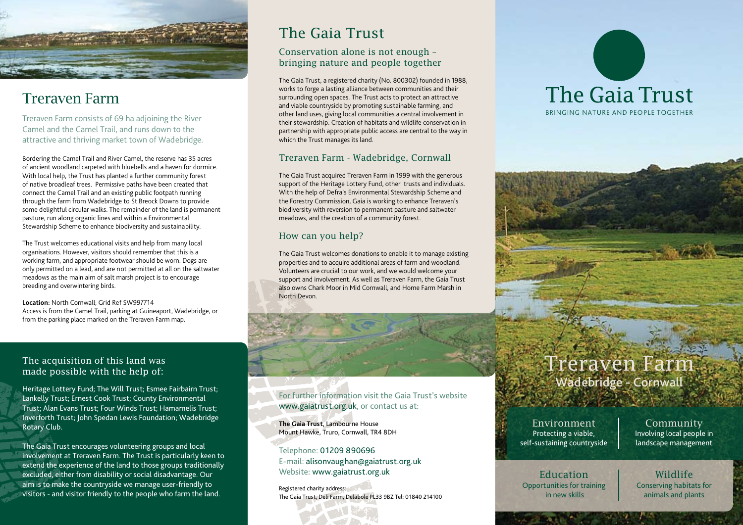# Treraven Farm

Treraven Farm consists of 69 ha adjoining the River Camel and the Camel Trail, and runs down to the attractive and thriving market town of Wadebridge.

Bordering the Camel Trail and River Camel, the reserve has 35 acres of ancient woodland carpeted with bluebells and a haven for dormice. With local help, the Trust has planted a further community forest of native broadleaf trees. Permissive paths have been created that connect the Camel Trail and an existing public footpath running through the farm from Wadebridge to St Breock Downs to provide some delightful circular walks. The remainder of the land is permanent pasture, run along organic lines and within a Environmental Stewardship Scheme to enhance biodiversity and sustainability.

The Trust welcomes educational visits and help from many local organisations. However, visitors should remember that this is a working farm, and appropriate footwear should be worn. Dogs are only permitted on a lead, and are not permitted at all on the saltwater meadows as the main aim of salt marsh project is to encourage breeding and overwintering birds.

**Location:** North Cornwall; Grid Ref SW997714
Access is from the Camel Trail, parking at Guineaport, Wadebridge, or from the parking place marked on the Treraven Farm map.

## The acquisition of this land was made possible with the help of:

Heritage Lottery Fund; The Will Trust; Esmee Fairbairn Trust; Lankelly Trust; Ernest Cook Trust; County Environmental Trust; Alan Evans Trust; Four Winds Trust; Hamamelis Trust; Inverforth Trust; John Spedan Lewis Foundation; Wadebridge Rotary Club.

The Gaia Trust encourages volunteering groups and local involvement at Treraven Farm. The Trust is particularly keen to extend the experience of the land to those groups traditionally excluded, either from disability or social disadvantage. Our aim is to make the countryside we manage user-friendly to visitors - and visitor friendly to the people who farm the land.

# The Gaia Trust

## Conservation alone is not enough – bringing nature and people together

The Gaia Trust, a registered charity (No. 800302) founded in 1988, works to forge a lasting alliance between communities and their surrounding open spaces. The Trust acts to protect an attractive and viable countryside by promoting sustainable farming, and other land uses, giving local communities a central involvement in their stewardship. Creation of habitats and wildlife conservation in partnership with appropriate public access are central to the way in which the Trust manages its land.

## Treraven Farm - Wadebridge, Cornwall

The Gaia Trust acquired Treraven Farm in 1999 with the generous support of the Heritage Lottery Fund, other trusts and individuals. With the help of Defra's Environmental Stewardship Scheme and the Forestry Commission, Gaia is working to enhance Treraven's biodiversity with reversion to permanent pasture and saltwater meadows, and the creation of a community forest.

## How can you help?

The Gaia Trust welcomes donations to enable it to manage existing properties and to acquire additional areas of farm and woodland. Volunteers are crucial to our work, and we would welcome your support and involvement. As well as Treraven Farm, the Gaia Trust also owns Chark Moor in Mid Cornwall, and Home Farm Marsh in North Devon.

For further information visit the Gaia Trust's website www.gaiatrust.org.uk, or contact us at:

**The Gaia Trust**, Lambourne House
Mount Hawke, Truro, Cornwall, TR4 8DH

Telephone: 01209 890696
E-mail: alisonvaughan@gaiatrust.org.uk
Website: www.gaiatrust.org.uk

Registered charity address:
The Gaia Trust, Deli Farm, Delabole PL33 9BZ Tel: 01840 214100

# The Gaia Trust

BRINGING NATURE AND PEOPLE TOGETHER

# Treraven Farm

## Wadebridge - Cornwall

**Environment**
Protecting a viable, self-sustaining countryside

**Community**
Involving local people in landscape management

**Education**
Opportunities for training in new skills

**Wildlife**
Conserving habitats for animals and plants